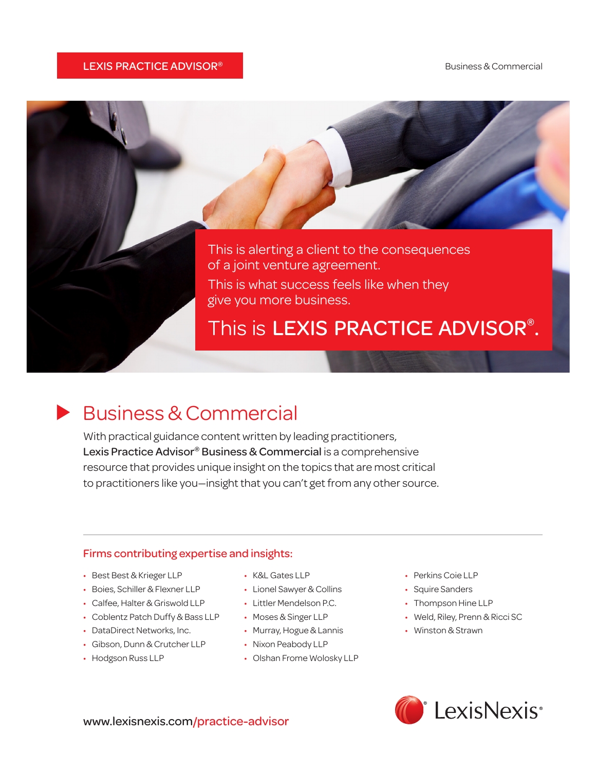LEXIS PRACTICE ADVISOR®

Business & Commercial

This is alerting a client to the consequences of a joint venture agreement.

This is what success feels like when they give you more business.

This is **LEXIS PRACTICE ADVISOR®.**

# Business & Commercial

With practical guidance content written by leading practitioners, **Lexis Practice Advisor® Business & Commercial** is a comprehensive resource that provides unique insight on the topics that are most critical to practitioners like you—insight that you can't get from any other source.

## Firms contributing expertise and insights:

- Best Best & Krieger LLP
- Boies, Schiller & Flexner LLP
- Calfee, Halter & Griswold LLP
- Coblentz Patch Duffy & Bass LLP
- DataDirect Networks, Inc.
- Gibson, Dunn & Crutcher LLP
- Hodgson Russ LLP
- K&L Gates LLP
- Lionel Sawyer & Collins
- Littler Mendelson P.C.
- Moses & Singer LLP
- Murray, Hogue & Lannis
- Nixon Peabody LLP
- Olshan Frome Wolosky LLP
- Perkins Coie LLP
- Squire Sanders
- Thompson Hine LLP
- Weld, Riley, Prenn & Ricci SC
- Winston & Strawn

www.lexisnexis.com/practice-advisor

LexisNexis®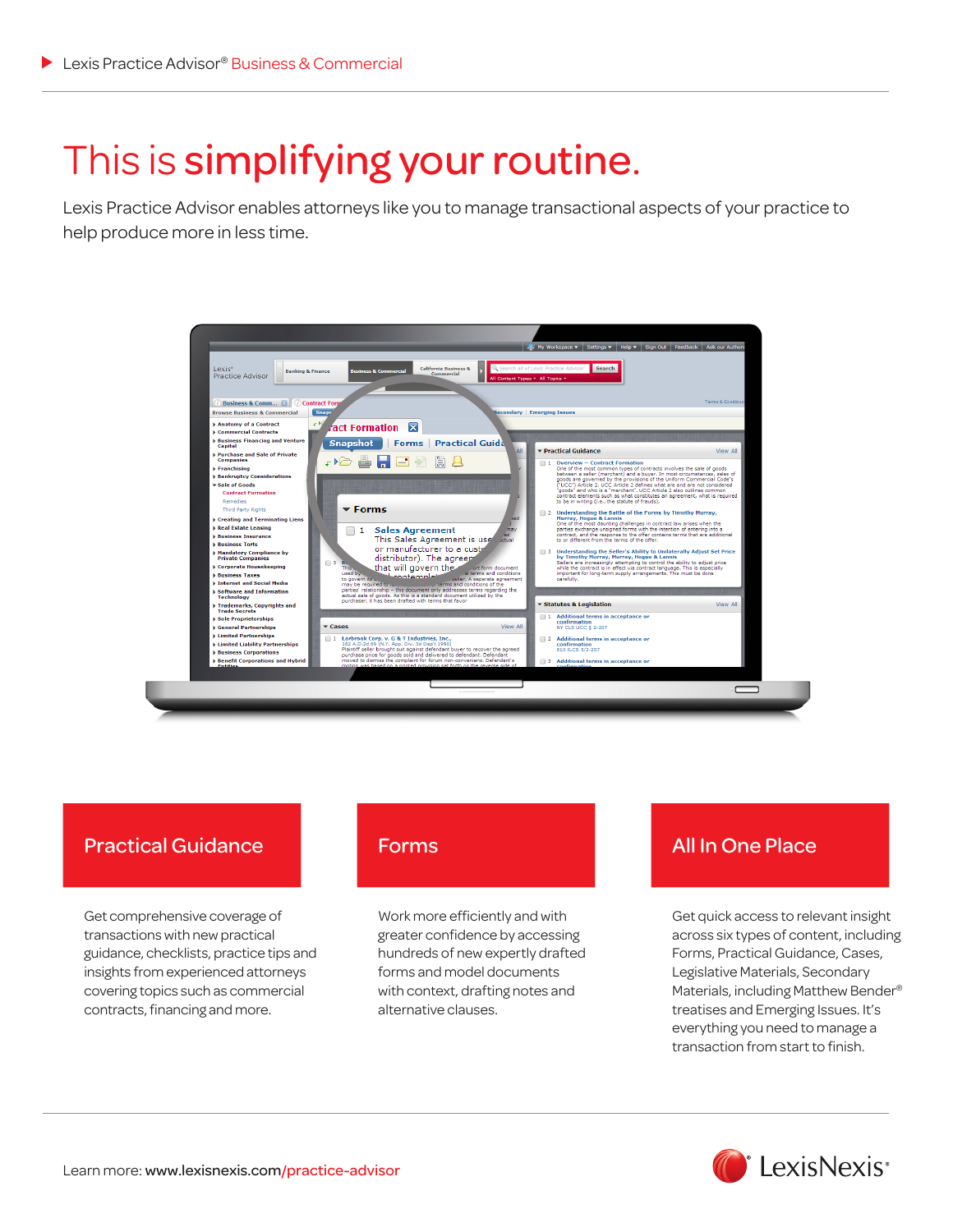Lexis Practice Advisor® Business & Commercial

# This is simplifying your routine.

Lexis Practice Advisor enables attorneys like you to manage transactional aspects of your practice to help produce more in less time.

## Practical Guidance

Get comprehensive coverage of transactions with new practical guidance, checklists, practice tips and insights from experienced attorneys covering topics such as commercial contracts, financing and more.

## Forms

Work more efficiently and with greater confidence by accessing hundreds of new expertly drafted forms and model documents with context, drafting notes and alternative clauses.

## All In One Place

Get quick access to relevant insight across six types of content, including Forms, Practical Guidance, Cases, Legislative Materials, Secondary Materials, including Matthew Bender® treatises and Emerging Issues. It's everything you need to manage a transaction from start to finish.

Learn more: www.lexisnexis.com/practice-advisor

LexisNexis®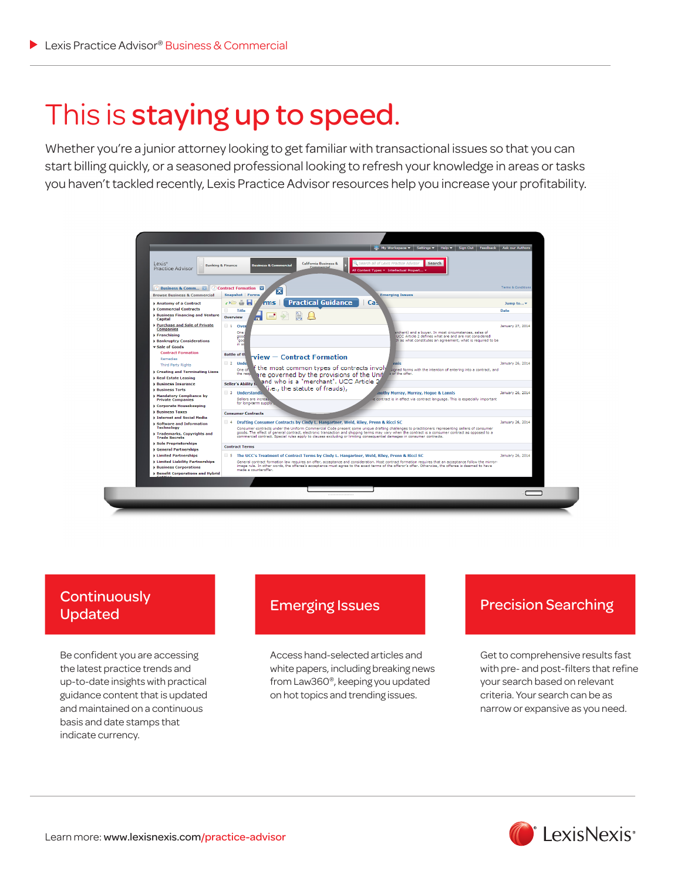# This is **staying up to speed.**

Whether you're a junior attorney looking to get familiar with transactional issues so that you can start billing quickly, or a seasoned professional looking to refresh your knowledge in areas or tasks you haven't tackled recently, Lexis Practice Advisor resources help you increase your profitability.

## Continuously Updated

Be confident you are accessing the latest practice trends and up-to-date insights with practical guidance content that is updated and maintained on a continuous basis and date stamps that indicate currency.

## Emerging Issues

Access hand-selected articles and white papers, including breaking news from Law360®, keeping you updated on hot topics and trending issues.

## Precision Searching

Get to comprehensive results fast with pre- and post-filters that refine your search based on relevant criteria. Your search can be as narrow or expansive as you need.

Learn more: www.lexisnexis.com/practice-advisor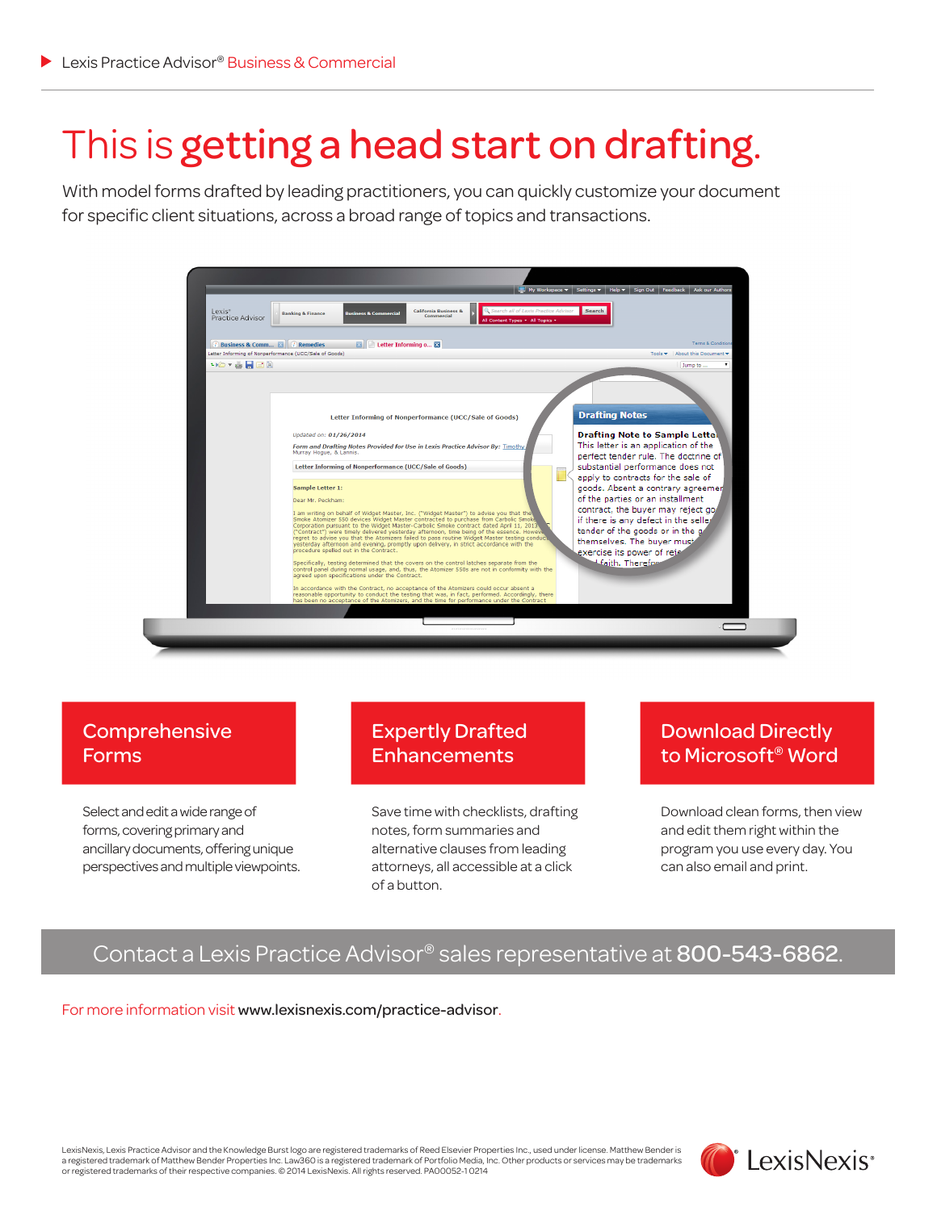Lexis Practice Advisor® Business & Commercial

# This is getting a head start on drafting.

With model forms drafted by leading practitioners, you can quickly customize your document for specific client situations, across a broad range of topics and transactions.

## Comprehensive Forms

Select and edit a wide range of forms, covering primary and ancillary documents, offering unique perspectives and multiple viewpoints.

## Expertly Drafted Enhancements

Save time with checklists, drafting notes, form summaries and alternative clauses from leading attorneys, all accessible at a click of a button.

## Download Directly to Microsoft® Word

Download clean forms, then view and edit them right within the program you use every day. You can also email and print.

Contact a Lexis Practice Advisor® sales representative at **800-543-6862**.

For more information visit **www.lexisnexis.com/practice-advisor**.

LexisNexis, Lexis Practice Advisor and the Knowledge Burst logo are registered trademarks of Reed Elsevier Properties Inc., used under license. Matthew Bender is a registered trademark of Matthew Bender Properties Inc. Law360 is a registered trademark of Portfolio Media, Inc. Other products or services may be trademarks or registered trademarks of their respective companies. © 2014 LexisNexis. All rights reserved. PA00052-1 0214

LexisNexis®